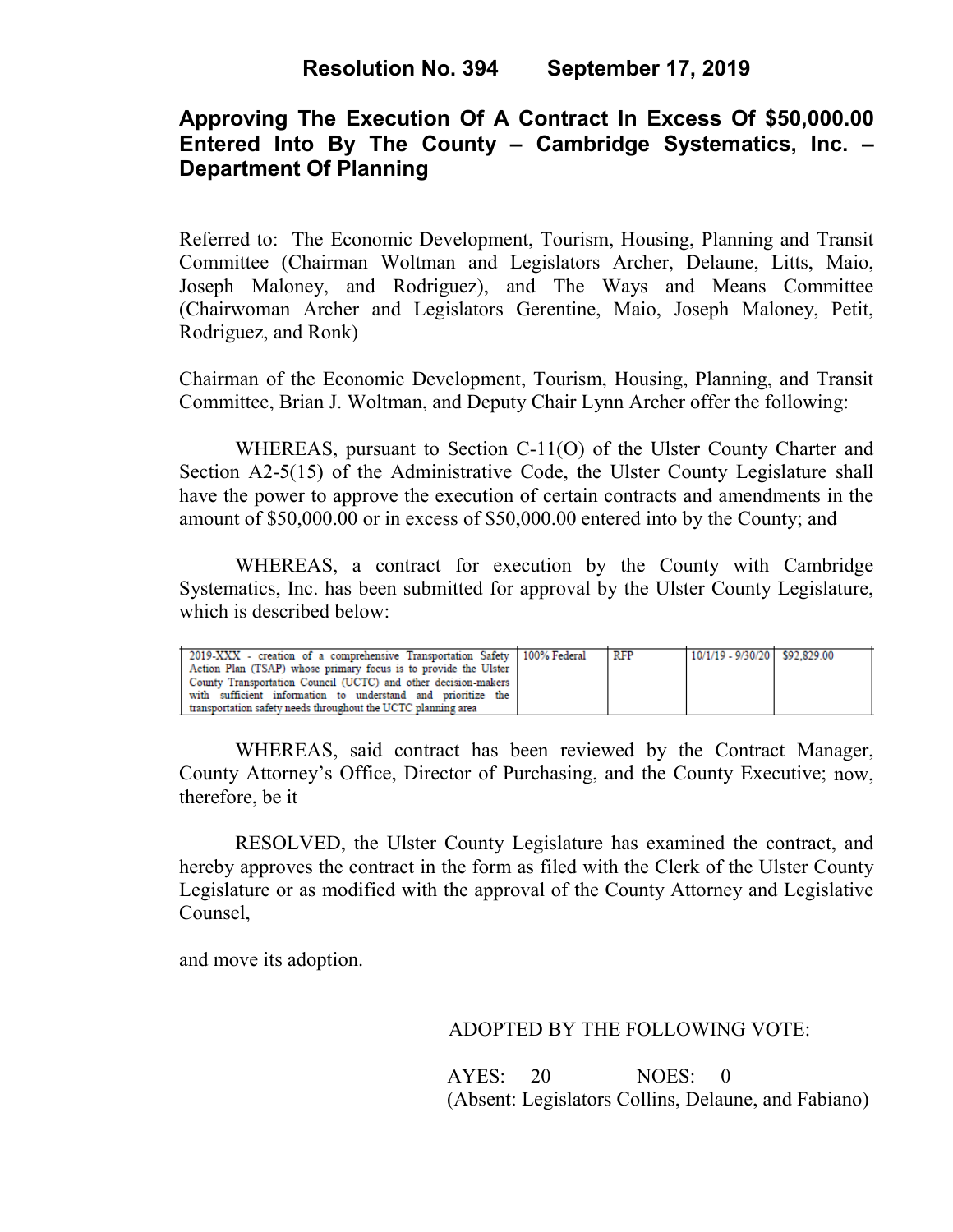# Resolution No. 394 September 17, 2019

## Approving The Execution Of A Contract In Excess Of $50,000.00 Entered Into By The County – Cambridge Systematics, Inc. – Department Of Planning

Referred to: The Economic Development, Tourism, Housing, Planning and Transit Committee (Chairman Woltman and Legislators Archer, Delaune, Litts, Maio, Joseph Maloney, and Rodriguez), and The Ways and Means Committee (Chairwoman Archer and Legislators Gerentine, Maio, Joseph Maloney, Petit, Rodriguez, and Ronk)

Chairman of the Economic Development, Tourism, Housing, Planning, and Transit Committee, Brian J. Woltman, and Deputy Chair Lynn Archer offer the following:

WHEREAS, pursuant to Section C-11(O) of the Ulster County Charter and Section A2-5(15) of the Administrative Code, the Ulster County Legislature shall have the power to approve the execution of certain contracts and amendments in the amount of $50,000.00 or in excess of $50,000.00 entered into by the County; and

WHEREAS, a contract for execution by the County with Cambridge Systematics, Inc. has been submitted for approval by the Ulster County Legislature, which is described below:

| | | | | |
|---|---|---|---|---|
| 2019-XXX - creation of a comprehensive Transportation Safety Action Plan (TSAP) whose primary focus is to provide the Ulster County Transportation Council (UCTC) and other decision-makers with sufficient information to understand and prioritize the transportation safety needs throughout the UCTC planning area | 100% Federal | RFP | 10/1/19 - 9/30/20 | $92,829.00 |

WHEREAS, said contract has been reviewed by the Contract Manager, County Attorney's Office, Director of Purchasing, and the County Executive; now, therefore, be it

RESOLVED, the Ulster County Legislature has examined the contract, and hereby approves the contract in the form as filed with the Clerk of the Ulster County Legislature or as modified with the approval of the County Attorney and Legislative Counsel,

and move its adoption.

ADOPTED BY THE FOLLOWING VOTE:

AYES: 20 NOES: 0
(Absent: Legislators Collins, Delaune, and Fabiano)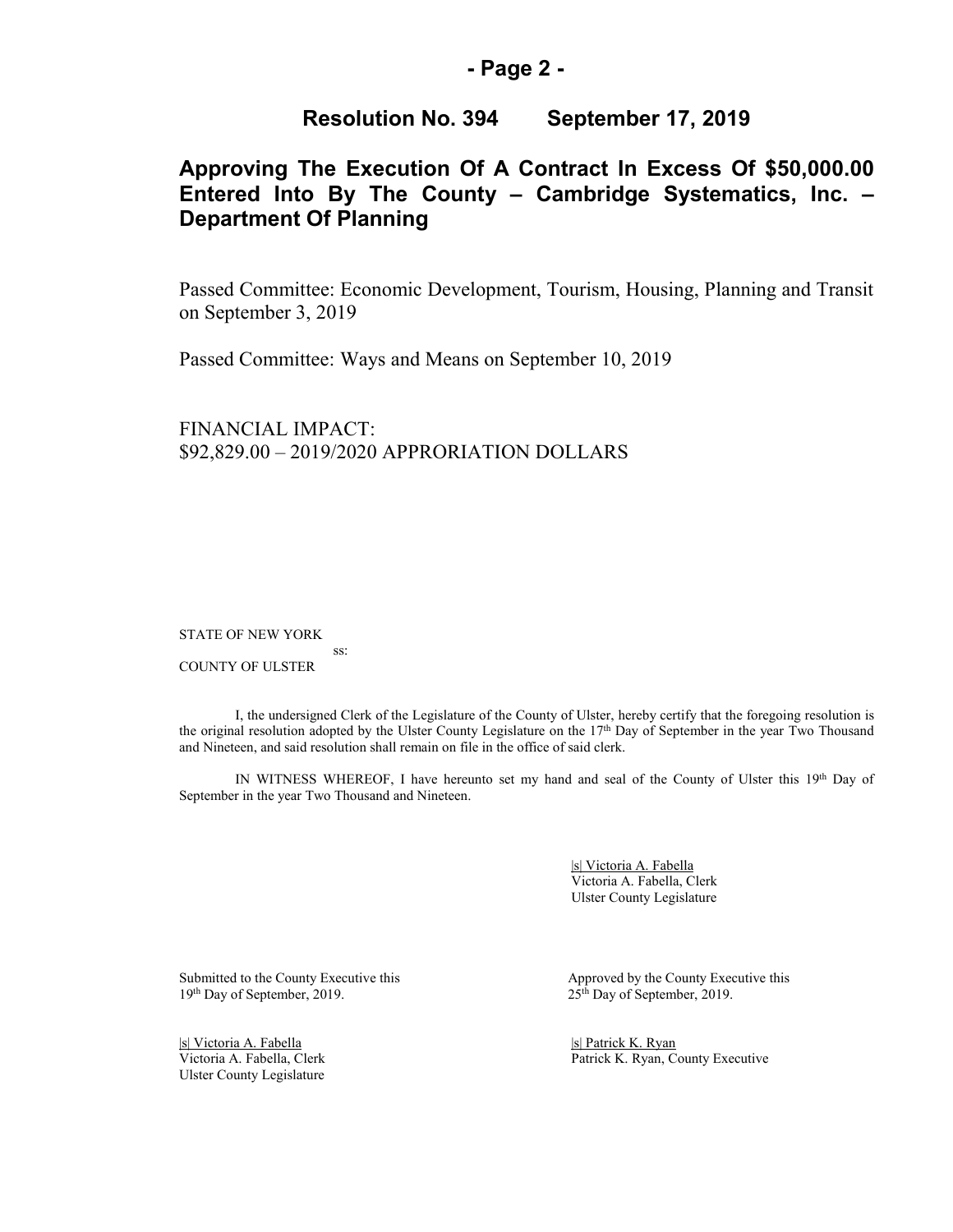## Resolution No. 394 September 17, 2019

## Approving The Execution Of A Contract In Excess Of $50,000.00 Entered Into By The County – Cambridge Systematics, Inc. – Department Of Planning

Passed Committee: Economic Development, Tourism, Housing, Planning and Transit on September 3, 2019

Passed Committee: Ways and Means on September 10, 2019

FINANCIAL IMPACT:
$92,829.00 – 2019/2020 APPRORIATION DOLLARS

STATE OF NEW YORK
ss:
COUNTY OF ULSTER

I, the undersigned Clerk of the Legislature of the County of Ulster, hereby certify that the foregoing resolution is the original resolution adopted by the Ulster County Legislature on the 17th Day of September in the year Two Thousand and Nineteen, and said resolution shall remain on file in the office of said clerk.

IN WITNESS WHEREOF, I have hereunto set my hand and seal of the County of Ulster this 19th Day of September in the year Two Thousand and Nineteen.

|s| Victoria A. Fabella
Victoria A. Fabella, Clerk
Ulster County Legislature

Submitted to the County Executive this 19th Day of September, 2019.

|s| Victoria A. Fabella
Victoria A. Fabella, Clerk
Ulster County Legislature

Approved by the County Executive this 25th Day of September, 2019.

|s| Patrick K. Ryan
Patrick K. Ryan, County Executive